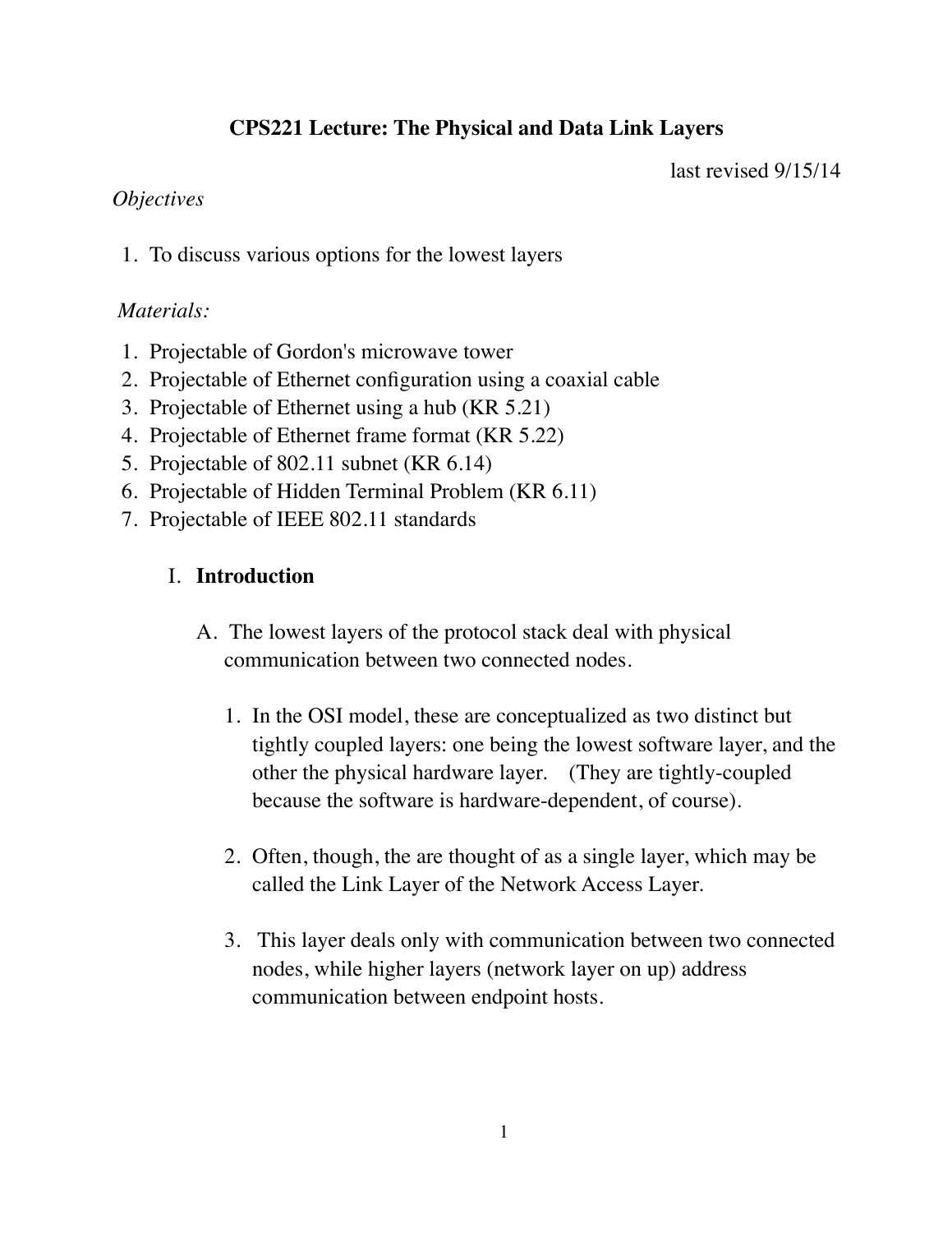# CPS221 Lecture: The Physical and Data Link Layers

last revised 9/15/14

*Objectives*

1. To discuss various options for the lowest layers

*Materials:*

1. Projectable of Gordon's microwave tower
2. Projectable of Ethernet configuration using a coaxial cable
3. Projectable of Ethernet using a hub (KR 5.21)
4. Projectable of Ethernet frame format (KR 5.22)
5. Projectable of 802.11 subnet (KR 6.14)
6. Projectable of Hidden Terminal Problem (KR 6.11)
7. Projectable of IEEE 802.11 standards

## I. Introduction

A. The lowest layers of the protocol stack deal with physical communication between two connected nodes.

1. In the OSI model, these are conceptualized as two distinct but tightly coupled layers: one being the lowest software layer, and the other the physical hardware layer. (They are tightly-coupled because the software is hardware-dependent, of course).

2. Often, though, the are thought of as a single layer, which may be called the Link Layer of the Network Access Layer.

3. This layer deals only with communication between two connected nodes, while higher layers (network layer on up) address communication between endpoint hosts.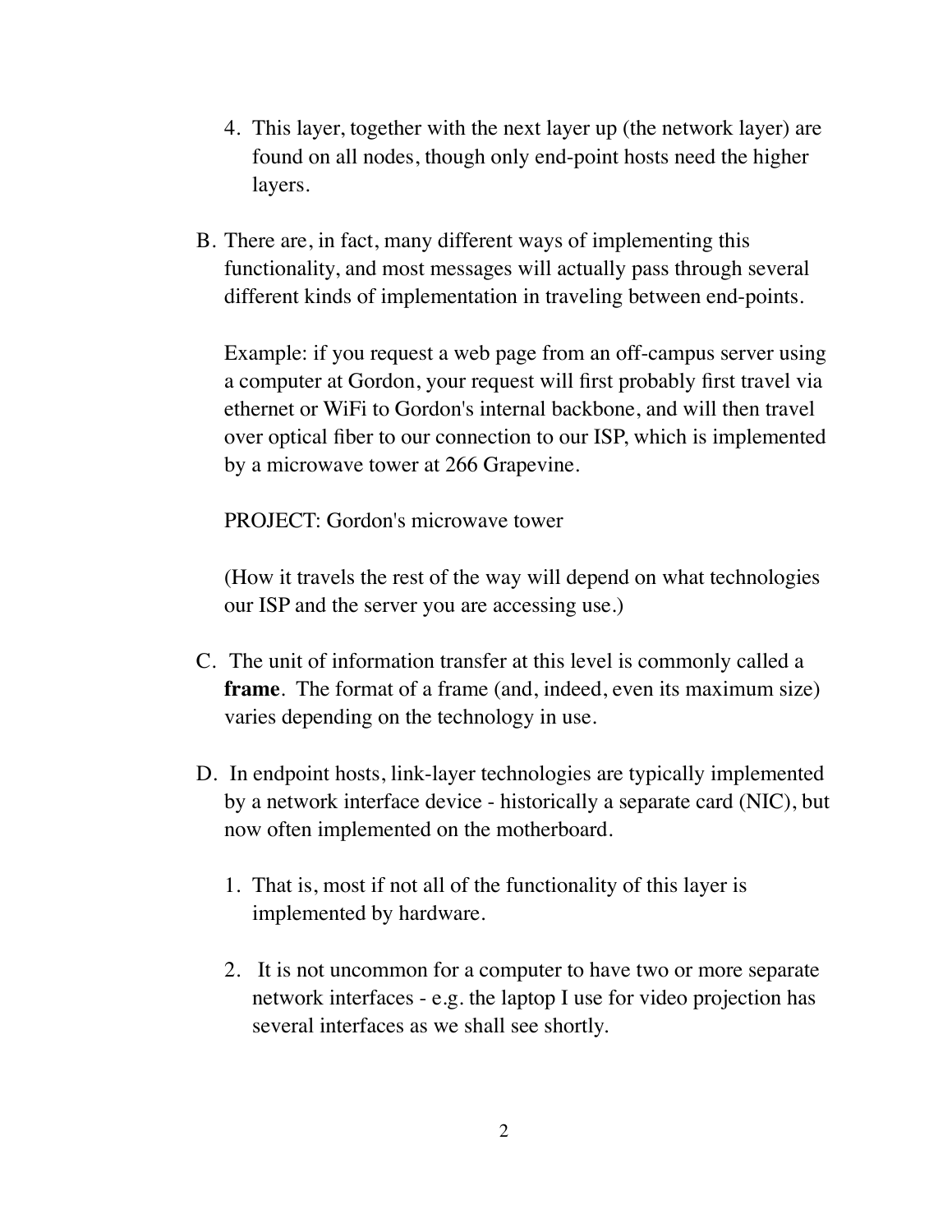4. This layer, together with the next layer up (the network layer) are found on all nodes, though only end-point hosts need the higher layers.

B. There are, in fact, many different ways of implementing this functionality, and most messages will actually pass through several different kinds of implementation in traveling between end-points.

   Example: if you request a web page from an off-campus server using a computer at Gordon, your request will first probably first travel via ethernet or WiFi to Gordon's internal backbone, and will then travel over optical fiber to our connection to our ISP, which is implemented by a microwave tower at 266 Grapevine.

   PROJECT: Gordon's microwave tower

   (How it travels the rest of the way will depend on what technologies our ISP and the server you are accessing use.)

C. The unit of information transfer at this level is commonly called a **frame**. The format of a frame (and, indeed, even its maximum size) varies depending on the technology in use.

D. In endpoint hosts, link-layer technologies are typically implemented by a network interface device - historically a separate card (NIC), but now often implemented on the motherboard.

   1. That is, most if not all of the functionality of this layer is implemented by hardware.

   2. It is not uncommon for a computer to have two or more separate network interfaces - e.g. the laptop I use for video projection has several interfaces as we shall see shortly.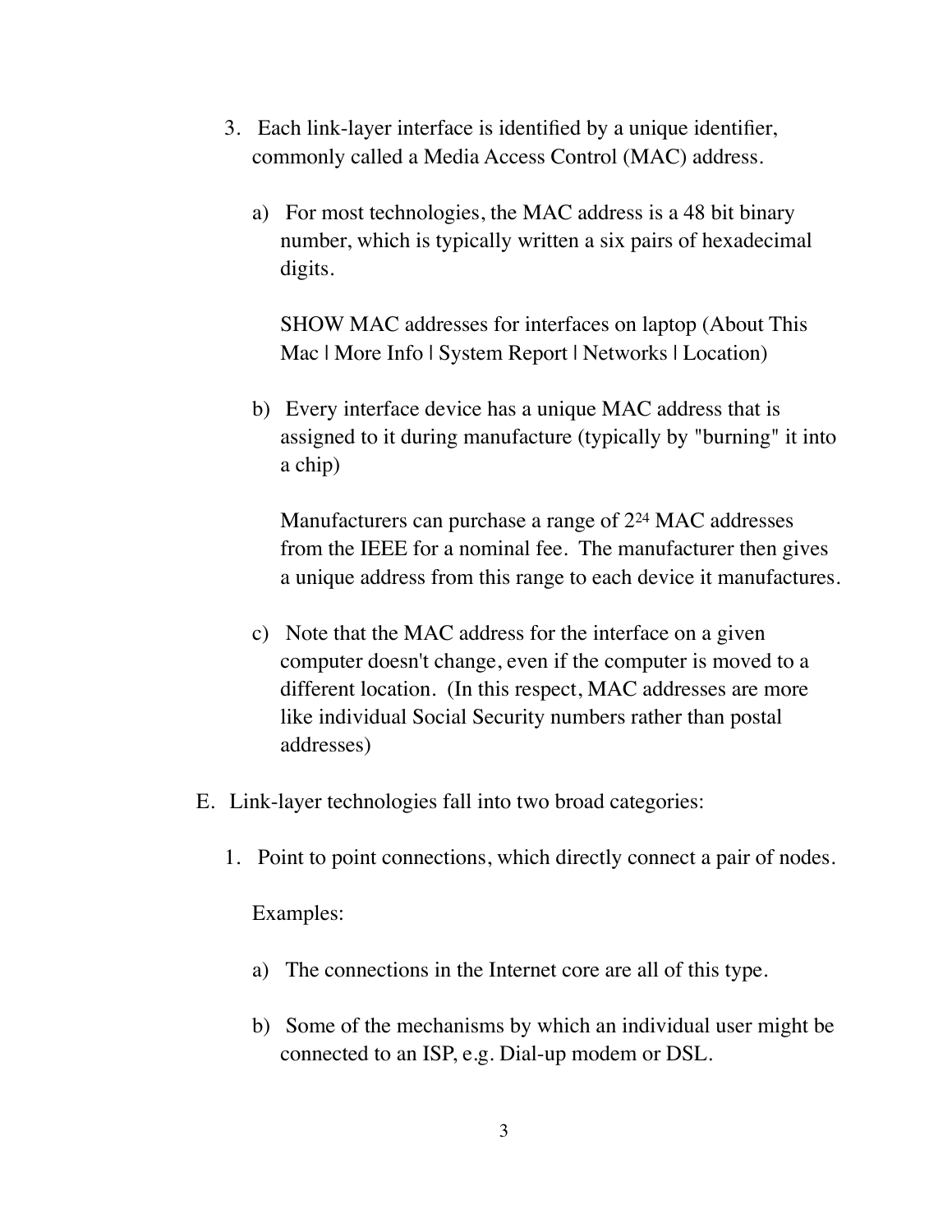3. Each link-layer interface is identified by a unique identifier, commonly called a Media Access Control (MAC) address.

   a) For most technologies, the MAC address is a 48 bit binary number, which is typically written a six pairs of hexadecimal digits.

      SHOW MAC addresses for interfaces on laptop (About This Mac | More Info | System Report | Networks | Location)

   b) Every interface device has a unique MAC address that is assigned to it during manufacture (typically by "burning" it into a chip)

      Manufacturers can purchase a range of $2^{24}$ MAC addresses from the IEEE for a nominal fee. The manufacturer then gives a unique address from this range to each device it manufactures.

   c) Note that the MAC address for the interface on a given computer doesn't change, even if the computer is moved to a different location. (In this respect, MAC addresses are more like individual Social Security numbers rather than postal addresses)

E. Link-layer technologies fall into two broad categories:

1. Point to point connections, which directly connect a pair of nodes.

   Examples:

   a) The connections in the Internet core are all of this type.

   b) Some of the mechanisms by which an individual user might be connected to an ISP, e.g. Dial-up modem or DSL.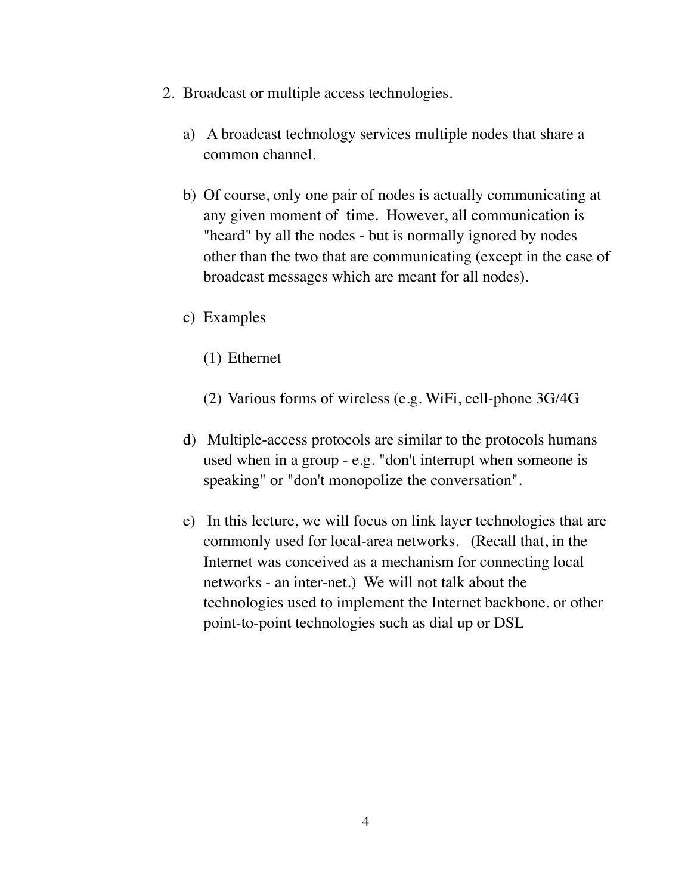2. Broadcast or multiple access technologies.

   a) A broadcast technology services multiple nodes that share a common channel.

   b) Of course, only one pair of nodes is actually communicating at any given moment of time. However, all communication is "heard" by all the nodes - but is normally ignored by nodes other than the two that are communicating (except in the case of broadcast messages which are meant for all nodes).

   c) Examples

      (1) Ethernet

      (2) Various forms of wireless (e.g. WiFi, cell-phone 3G/4G

   d) Multiple-access protocols are similar to the protocols humans used when in a group - e.g. "don't interrupt when someone is speaking" or "don't monopolize the conversation".

   e) In this lecture, we will focus on link layer technologies that are commonly used for local-area networks. (Recall that, in the Internet was conceived as a mechanism for connecting local networks - an inter-net.) We will not talk about the technologies used to implement the Internet backbone. or other point-to-point technologies such as dial up or DSL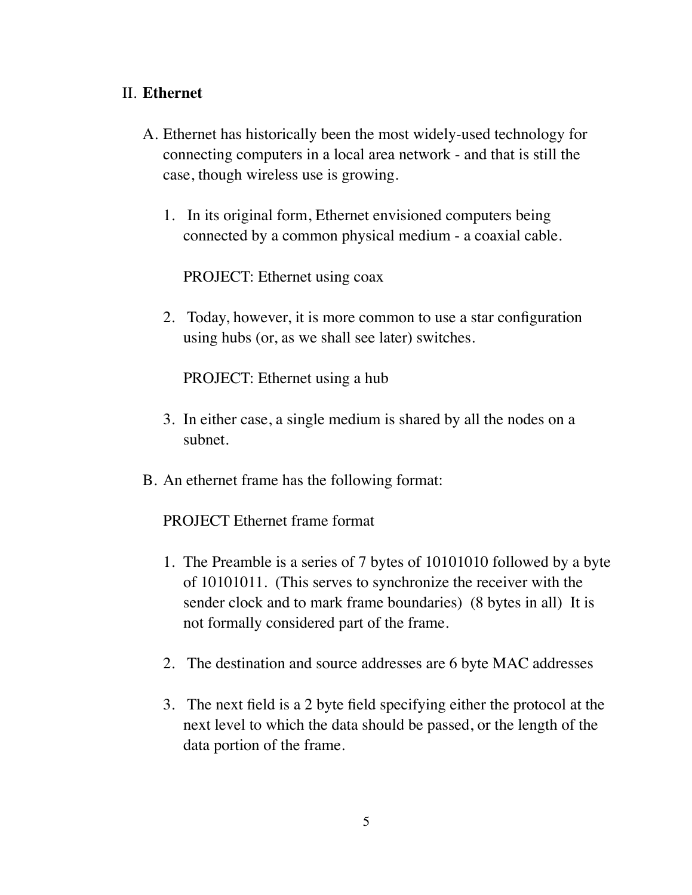## II. **Ethernet**

A. Ethernet has historically been the most widely-used technology for connecting computers in a local area network - and that is still the case, though wireless use is growing.

   1. In its original form, Ethernet envisioned computers being connected by a common physical medium - a coaxial cable.

      PROJECT: Ethernet using coax

   2. Today, however, it is more common to use a star configuration using hubs (or, as we shall see later) switches.

      PROJECT: Ethernet using a hub

   3. In either case, a single medium is shared by all the nodes on a subnet.

B. An ethernet frame has the following format:

   PROJECT Ethernet frame format

   1. The Preamble is a series of 7 bytes of 10101010 followed by a byte of 10101011. (This serves to synchronize the receiver with the sender clock and to mark frame boundaries) (8 bytes in all) It is not formally considered part of the frame.

   2. The destination and source addresses are 6 byte MAC addresses

   3. The next field is a 2 byte field specifying either the protocol at the next level to which the data should be passed, or the length of the data portion of the frame.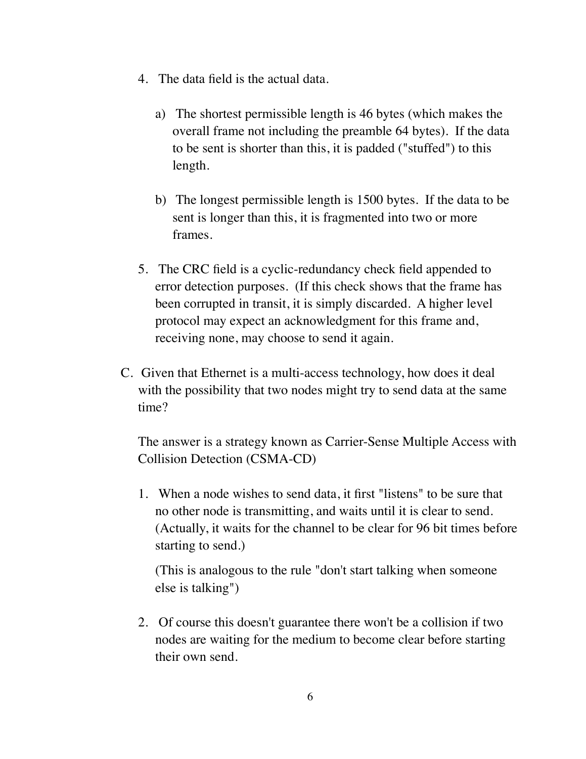4. The data field is the actual data.

   a) The shortest permissible length is 46 bytes (which makes the overall frame not including the preamble 64 bytes). If the data to be sent is shorter than this, it is padded ("stuffed") to this length.

   b) The longest permissible length is 1500 bytes. If the data to be sent is longer than this, it is fragmented into two or more frames.

5. The CRC field is a cyclic-redundancy check field appended to error detection purposes. (If this check shows that the frame has been corrupted in transit, it is simply discarded. A higher level protocol may expect an acknowledgment for this frame and, receiving none, may choose to send it again.

C. Given that Ethernet is a multi-access technology, how does it deal with the possibility that two nodes might try to send data at the same time?

   The answer is a strategy known as Carrier-Sense Multiple Access with Collision Detection (CSMA-CD)

   1. When a node wishes to send data, it first "listens" to be sure that no other node is transmitting, and waits until it is clear to send. (Actually, it waits for the channel to be clear for 96 bit times before starting to send.)

      (This is analogous to the rule "don't start talking when someone else is talking")

   2. Of course this doesn't guarantee there won't be a collision if two nodes are waiting for the medium to become clear before starting their own send.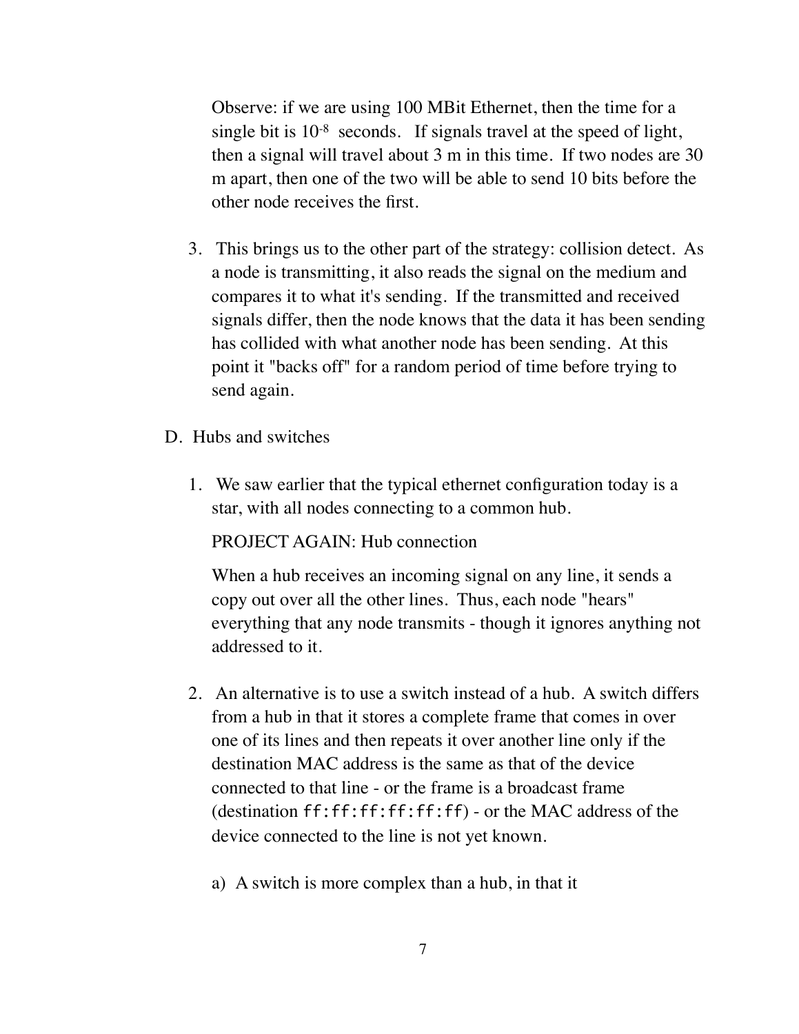Observe: if we are using 100 MBit Ethernet, then the time for a single bit is $10^{-8}$ seconds. If signals travel at the speed of light, then a signal will travel about 3 m in this time. If two nodes are 30 m apart, then one of the two will be able to send 10 bits before the other node receives the first.

3. This brings us to the other part of the strategy: collision detect. As a node is transmitting, it also reads the signal on the medium and compares it to what it's sending. If the transmitted and received signals differ, then the node knows that the data it has been sending has collided with what another node has been sending. At this point it "backs off" for a random period of time before trying to send again.

D. Hubs and switches

1. We saw earlier that the typical ethernet configuration today is a star, with all nodes connecting to a common hub.

   PROJECT AGAIN: Hub connection

   When a hub receives an incoming signal on any line, it sends a copy out over all the other lines. Thus, each node "hears" everything that any node transmits - though it ignores anything not addressed to it.

2. An alternative is to use a switch instead of a hub. A switch differs from a hub in that it stores a complete frame that comes in over one of its lines and then repeats it over another line only if the destination MAC address is the same as that of the device connected to that line - or the frame is a broadcast frame (destination `ff:ff:ff:ff:ff:ff`) - or the MAC address of the device connected to the line is not yet known.

   a) A switch is more complex than a hub, in that it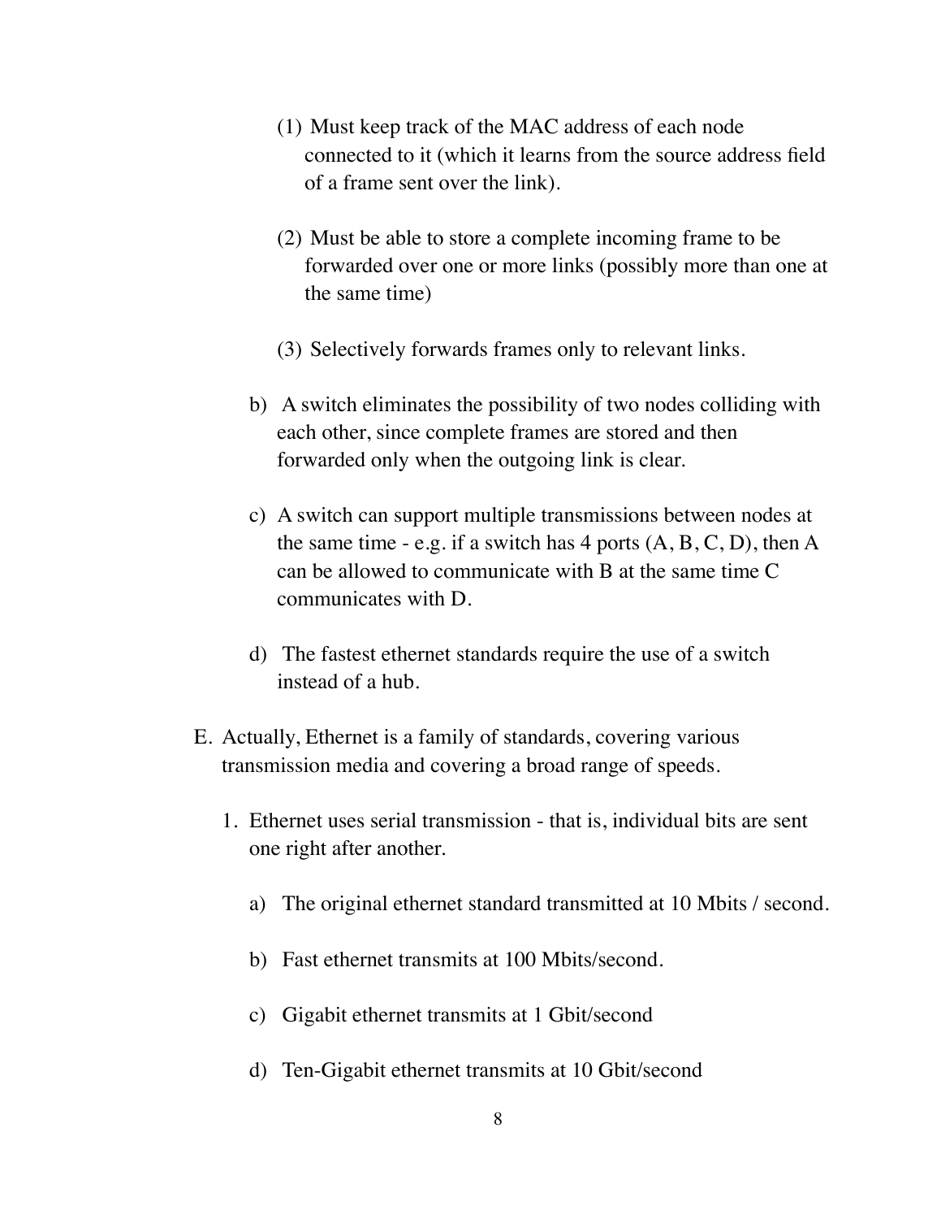(1) Must keep track of the MAC address of each node connected to it (which it learns from the source address field of a frame sent over the link).

(2) Must be able to store a complete incoming frame to be forwarded over one or more links (possibly more than one at the same time)

(3) Selectively forwards frames only to relevant links.

b) A switch eliminates the possibility of two nodes colliding with each other, since complete frames are stored and then forwarded only when the outgoing link is clear.

c) A switch can support multiple transmissions between nodes at the same time - e.g. if a switch has 4 ports (A, B, C, D), then A can be allowed to communicate with B at the same time C communicates with D.

d) The fastest ethernet standards require the use of a switch instead of a hub.

E. Actually, Ethernet is a family of standards, covering various transmission media and covering a broad range of speeds.

1. Ethernet uses serial transmission - that is, individual bits are sent one right after another.

   a) The original ethernet standard transmitted at 10 Mbits / second.

   b) Fast ethernet transmits at 100 Mbits/second.

   c) Gigabit ethernet transmits at 1 Gbit/second

   d) Ten-Gigabit ethernet transmits at 10 Gbit/second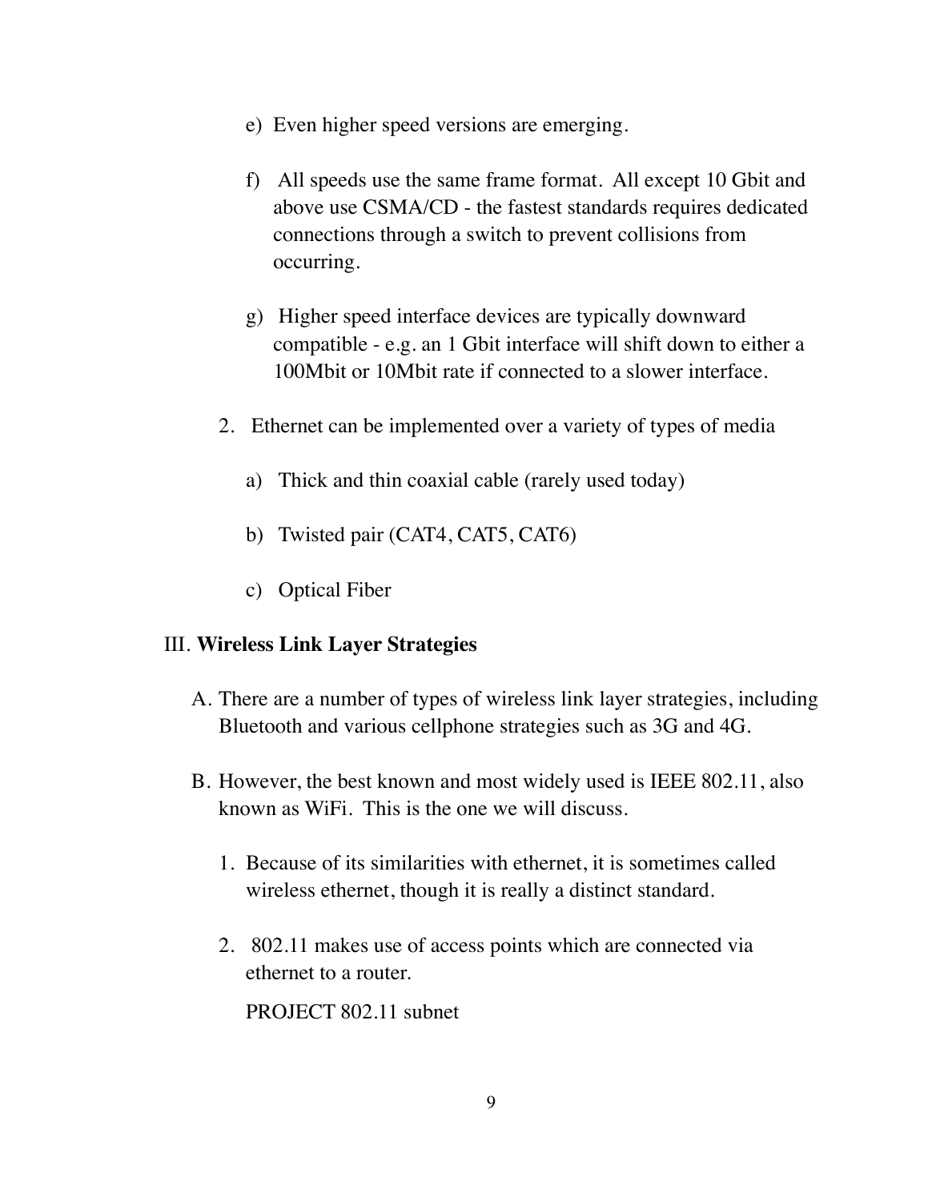e) Even higher speed versions are emerging.

f) All speeds use the same frame format. All except 10 Gbit and above use CSMA/CD - the fastest standards requires dedicated connections through a switch to prevent collisions from occurring.

g) Higher speed interface devices are typically downward compatible - e.g. an 1 Gbit interface will shift down to either a 100Mbit or 10Mbit rate if connected to a slower interface.

2. Ethernet can be implemented over a variety of types of media

   a) Thick and thin coaxial cable (rarely used today)

   b) Twisted pair (CAT4, CAT5, CAT6)

   c) Optical Fiber

## III. **Wireless Link Layer Strategies**

A. There are a number of types of wireless link layer strategies, including Bluetooth and various cellphone strategies such as 3G and 4G.

B. However, the best known and most widely used is IEEE 802.11, also known as WiFi. This is the one we will discuss.

   1. Because of its similarities with ethernet, it is sometimes called wireless ethernet, though it is really a distinct standard.

   2. 802.11 makes use of access points which are connected via ethernet to a router.

      PROJECT 802.11 subnet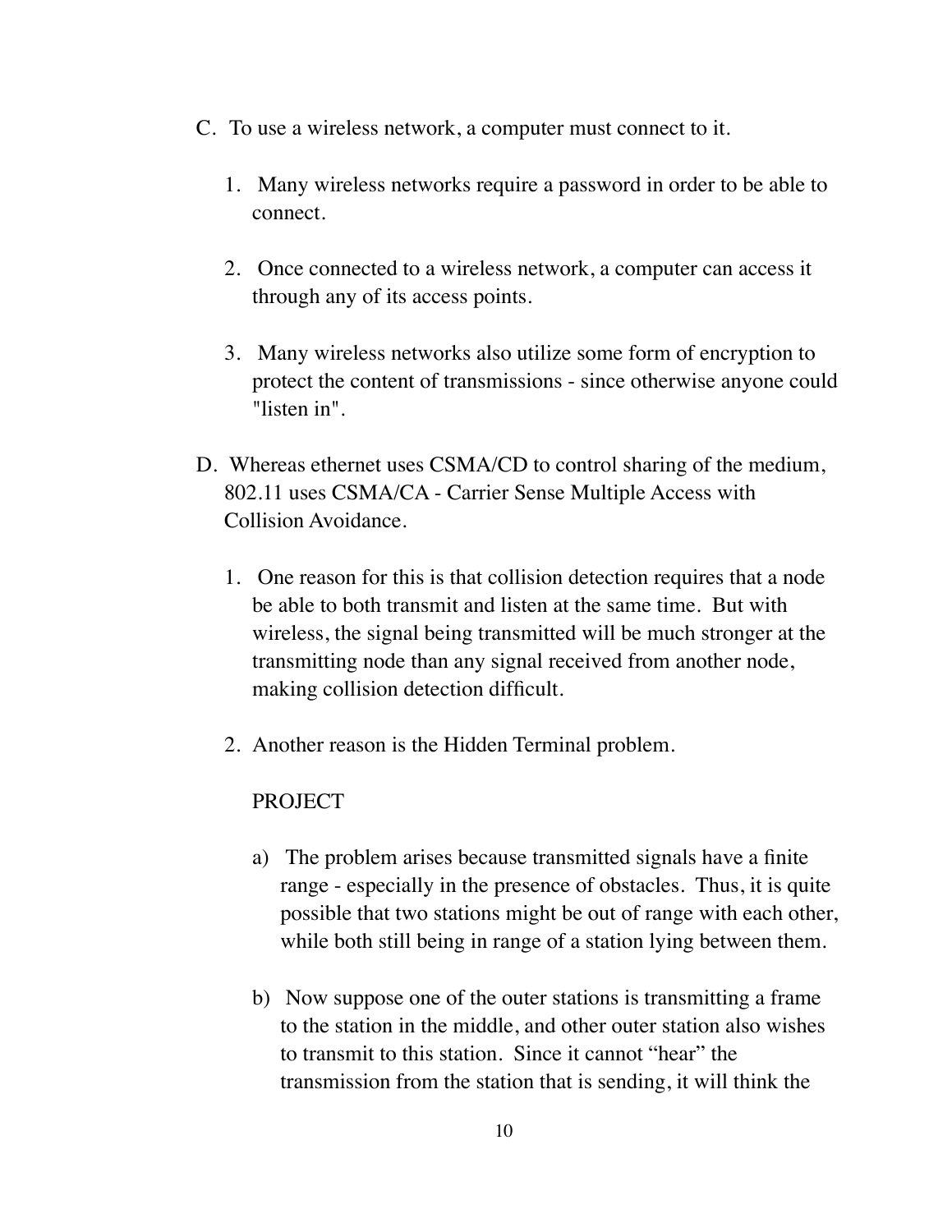C. To use a wireless network, a computer must connect to it.

1. Many wireless networks require a password in order to be able to connect.

2. Once connected to a wireless network, a computer can access it through any of its access points.

3. Many wireless networks also utilize some form of encryption to protect the content of transmissions - since otherwise anyone could "listen in".

D. Whereas ethernet uses CSMA/CD to control sharing of the medium, 802.11 uses CSMA/CA - Carrier Sense Multiple Access with Collision Avoidance.

1. One reason for this is that collision detection requires that a node be able to both transmit and listen at the same time. But with wireless, the signal being transmitted will be much stronger at the transmitting node than any signal received from another node, making collision detection difficult.

2. Another reason is the Hidden Terminal problem.

PROJECT

a) The problem arises because transmitted signals have a finite range - especially in the presence of obstacles. Thus, it is quite possible that two stations might be out of range with each other, while both still being in range of a station lying between them.

b) Now suppose one of the outer stations is transmitting a frame to the station in the middle, and other outer station also wishes to transmit to this station. Since it cannot "hear" the transmission from the station that is sending, it will think the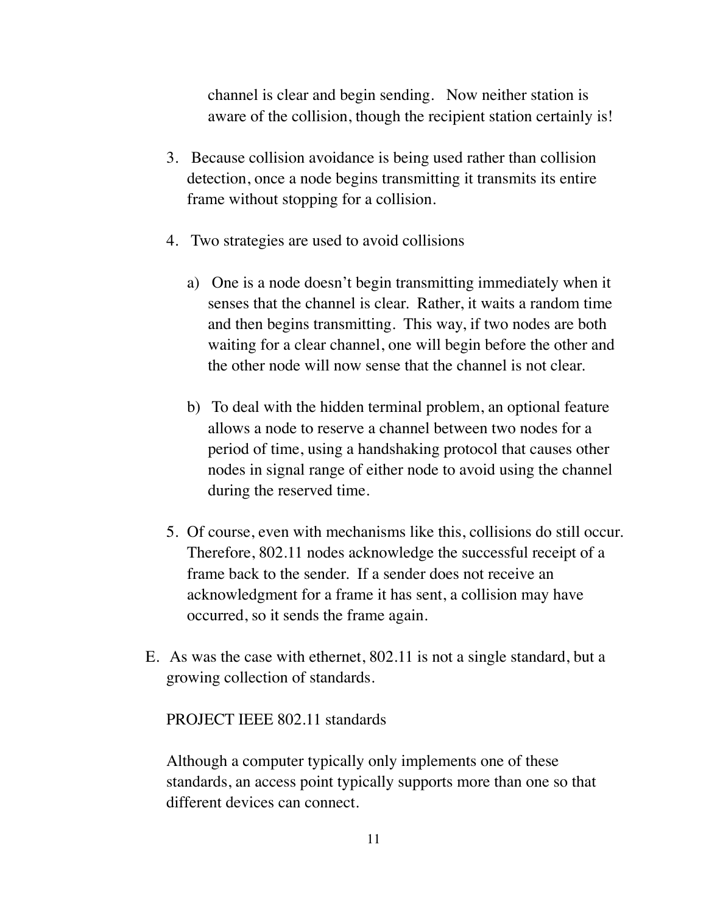channel is clear and begin sending. Now neither station is aware of the collision, though the recipient station certainly is!

3. Because collision avoidance is being used rather than collision detection, once a node begins transmitting it transmits its entire frame without stopping for a collision.

4. Two strategies are used to avoid collisions

   a) One is a node doesn't begin transmitting immediately when it senses that the channel is clear. Rather, it waits a random time and then begins transmitting. This way, if two nodes are both waiting for a clear channel, one will begin before the other and the other node will now sense that the channel is not clear.

   b) To deal with the hidden terminal problem, an optional feature allows a node to reserve a channel between two nodes for a period of time, using a handshaking protocol that causes other nodes in signal range of either node to avoid using the channel during the reserved time.

5. Of course, even with mechanisms like this, collisions do still occur. Therefore, 802.11 nodes acknowledge the successful receipt of a frame back to the sender. If a sender does not receive an acknowledgment for a frame it has sent, a collision may have occurred, so it sends the frame again.

E. As was the case with ethernet, 802.11 is not a single standard, but a growing collection of standards.

   PROJECT IEEE 802.11 standards

   Although a computer typically only implements one of these standards, an access point typically supports more than one so that different devices can connect.